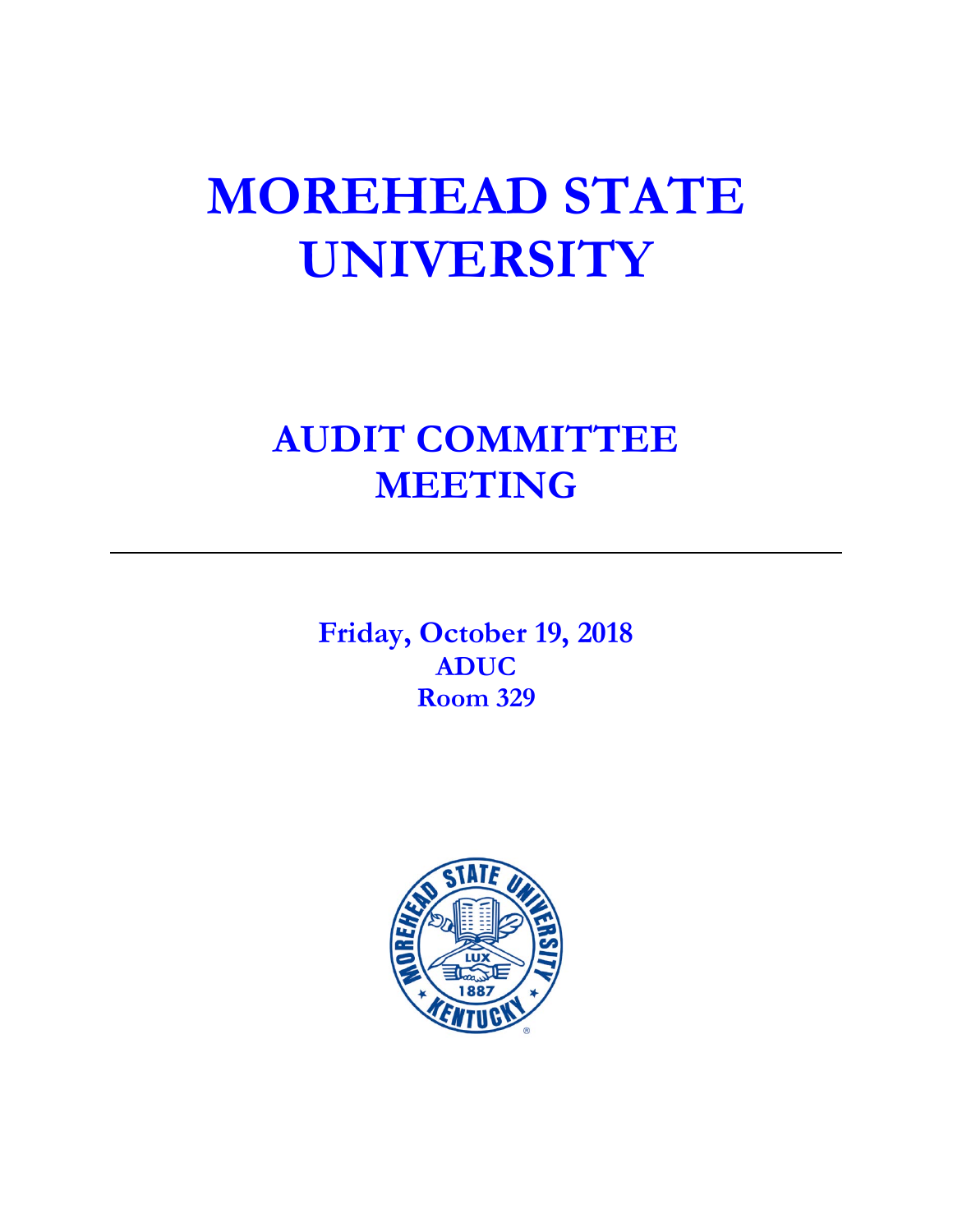# MOREHEAD STATE UNIVERSITY

## AUDIT COMMITTEE MEETING

---

**Friday, October 19, 2018**
**ADUC**
**Room 329**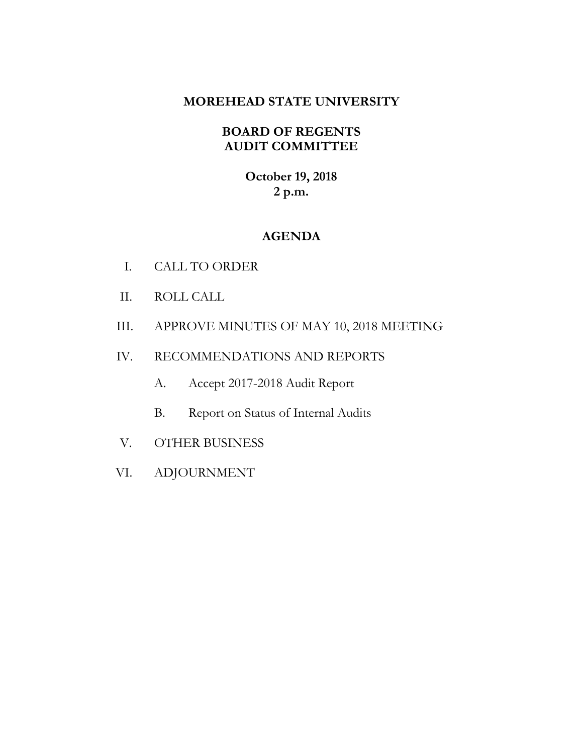# MOREHEAD STATE UNIVERSITY

## BOARD OF REGENTS
## AUDIT COMMITTEE

**October 19, 2018**
**2 p.m.**

## AGENDA

I. CALL TO ORDER

II. ROLL CALL

III. APPROVE MINUTES OF MAY 10, 2018 MEETING

IV. RECOMMENDATIONS AND REPORTS

  A. Accept 2017-2018 Audit Report

  B. Report on Status of Internal Audits

V. OTHER BUSINESS

VI. ADJOURNMENT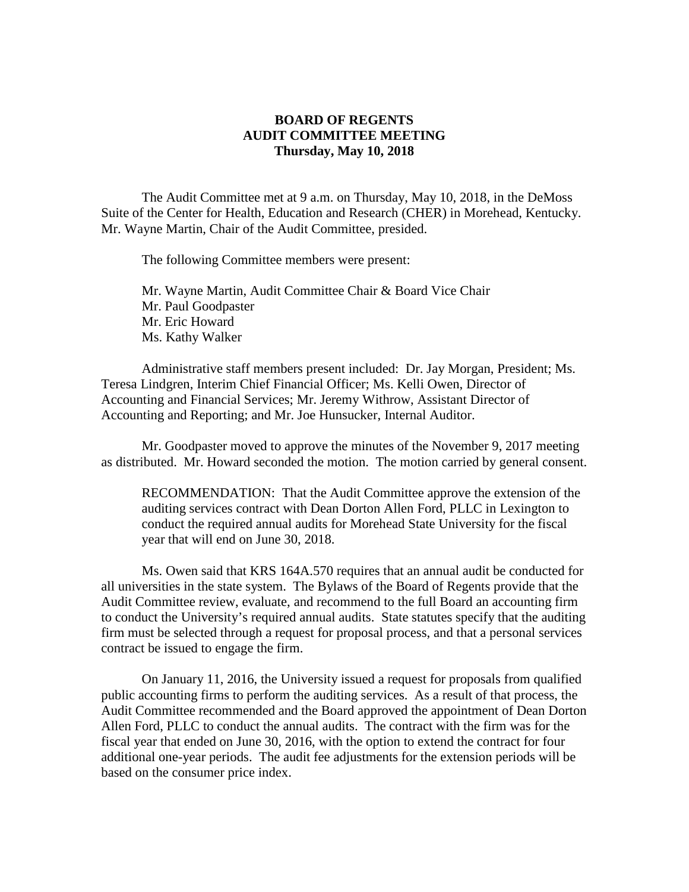**BOARD OF REGENTS**
**AUDIT COMMITTEE MEETING**
**Thursday, May 10, 2018**

The Audit Committee met at 9 a.m. on Thursday, May 10, 2018, in the DeMoss Suite of the Center for Health, Education and Research (CHER) in Morehead, Kentucky. Mr. Wayne Martin, Chair of the Audit Committee, presided.

The following Committee members were present:

Mr. Wayne Martin, Audit Committee Chair & Board Vice Chair
Mr. Paul Goodpaster
Mr. Eric Howard
Ms. Kathy Walker

Administrative staff members present included: Dr. Jay Morgan, President; Ms. Teresa Lindgren, Interim Chief Financial Officer; Ms. Kelli Owen, Director of Accounting and Financial Services; Mr. Jeremy Withrow, Assistant Director of Accounting and Reporting; and Mr. Joe Hunsucker, Internal Auditor.

Mr. Goodpaster moved to approve the minutes of the November 9, 2017 meeting as distributed. Mr. Howard seconded the motion. The motion carried by general consent.

RECOMMENDATION: That the Audit Committee approve the extension of the auditing services contract with Dean Dorton Allen Ford, PLLC in Lexington to conduct the required annual audits for Morehead State University for the fiscal year that will end on June 30, 2018.

Ms. Owen said that KRS 164A.570 requires that an annual audit be conducted for all universities in the state system. The Bylaws of the Board of Regents provide that the Audit Committee review, evaluate, and recommend to the full Board an accounting firm to conduct the University's required annual audits. State statutes specify that the auditing firm must be selected through a request for proposal process, and that a personal services contract be issued to engage the firm.

On January 11, 2016, the University issued a request for proposals from qualified public accounting firms to perform the auditing services. As a result of that process, the Audit Committee recommended and the Board approved the appointment of Dean Dorton Allen Ford, PLLC to conduct the annual audits. The contract with the firm was for the fiscal year that ended on June 30, 2016, with the option to extend the contract for four additional one-year periods. The audit fee adjustments for the extension periods will be based on the consumer price index.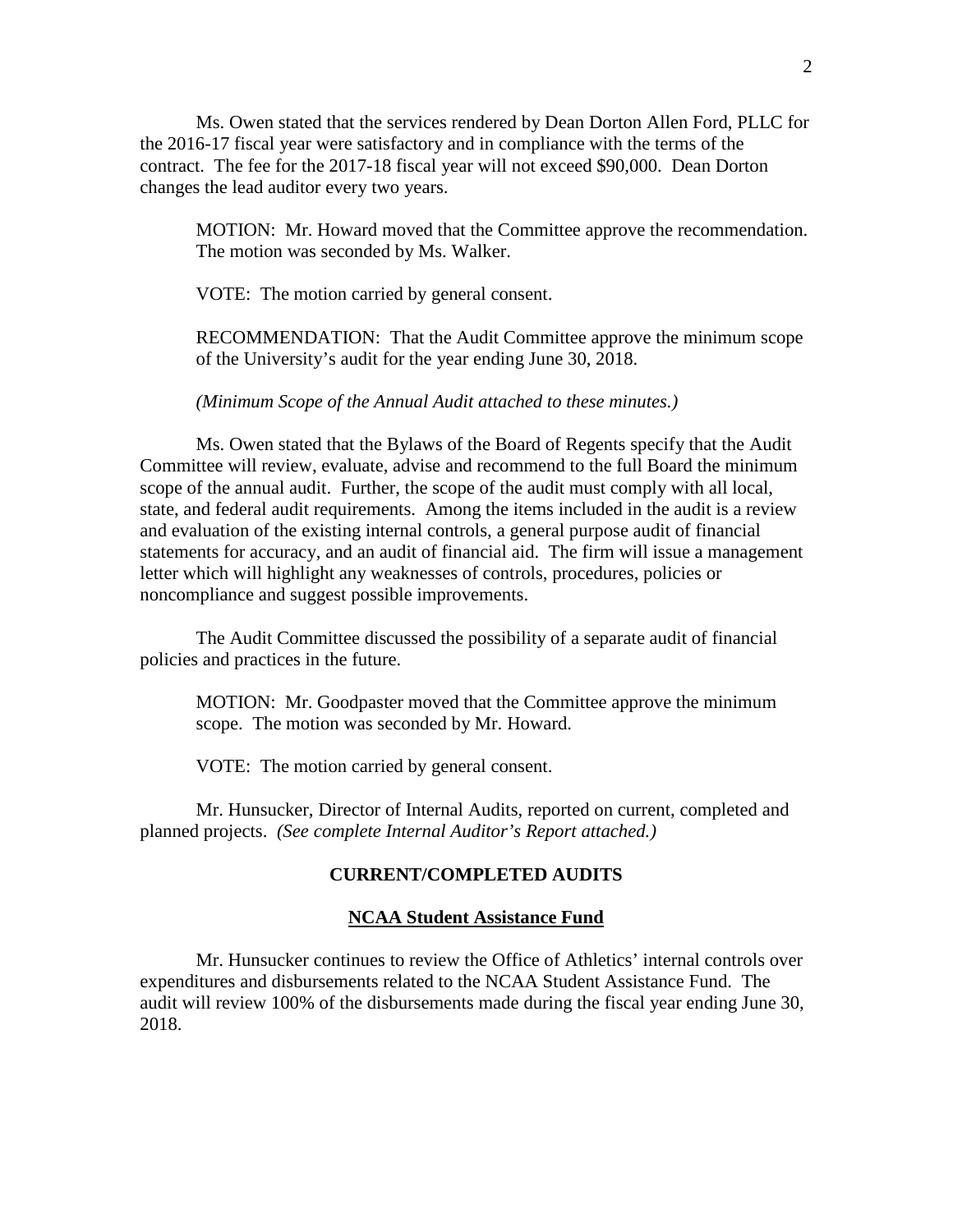Ms. Owen stated that the services rendered by Dean Dorton Allen Ford, PLLC for the 2016-17 fiscal year were satisfactory and in compliance with the terms of the contract. The fee for the 2017-18 fiscal year will not exceed $90,000. Dean Dorton changes the lead auditor every two years.

> MOTION: Mr. Howard moved that the Committee approve the recommendation. The motion was seconded by Ms. Walker.
>
> VOTE: The motion carried by general consent.
>
> RECOMMENDATION: That the Audit Committee approve the minimum scope of the University's audit for the year ending June 30, 2018.
>
> *(Minimum Scope of the Annual Audit attached to these minutes.)*

Ms. Owen stated that the Bylaws of the Board of Regents specify that the Audit Committee will review, evaluate, advise and recommend to the full Board the minimum scope of the annual audit. Further, the scope of the audit must comply with all local, state, and federal audit requirements. Among the items included in the audit is a review and evaluation of the existing internal controls, a general purpose audit of financial statements for accuracy, and an audit of financial aid. The firm will issue a management letter which will highlight any weaknesses of controls, procedures, policies or noncompliance and suggest possible improvements.

The Audit Committee discussed the possibility of a separate audit of financial policies and practices in the future.

> MOTION: Mr. Goodpaster moved that the Committee approve the minimum scope. The motion was seconded by Mr. Howard.
>
> VOTE: The motion carried by general consent.

Mr. Hunsucker, Director of Internal Audits, reported on current, completed and planned projects. *(See complete Internal Auditor's Report attached.)*

## CURRENT/COMPLETED AUDITS

### NCAA Student Assistance Fund

Mr. Hunsucker continues to review the Office of Athletics' internal controls over expenditures and disbursements related to the NCAA Student Assistance Fund. The audit will review 100% of the disbursements made during the fiscal year ending June 30, 2018.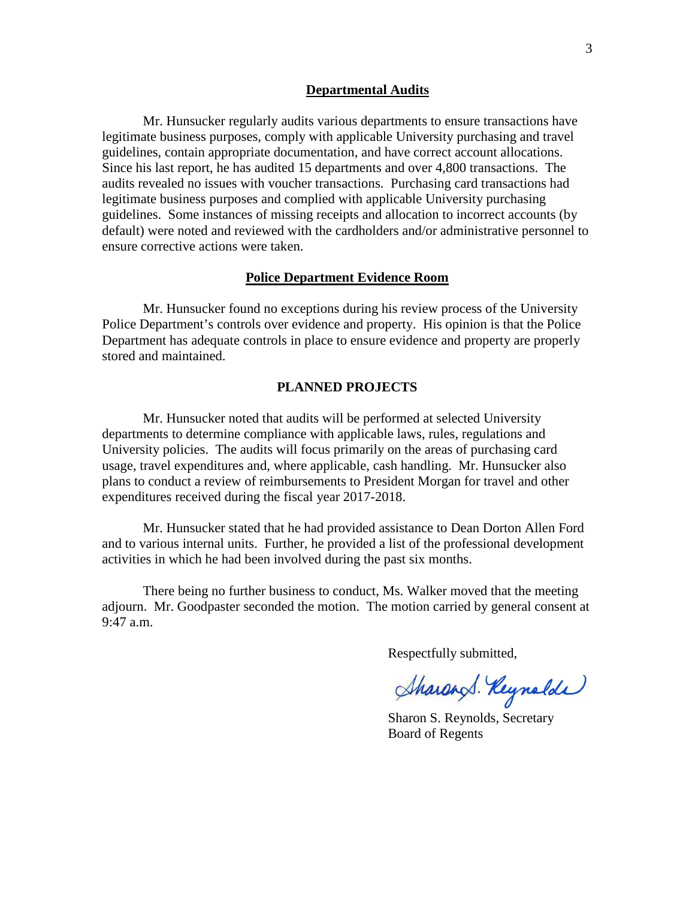### Departmental Audits

Mr. Hunsucker regularly audits various departments to ensure transactions have legitimate business purposes, comply with applicable University purchasing and travel guidelines, contain appropriate documentation, and have correct account allocations. Since his last report, he has audited 15 departments and over 4,800 transactions. The audits revealed no issues with voucher transactions. Purchasing card transactions had legitimate business purposes and complied with applicable University purchasing guidelines. Some instances of missing receipts and allocation to incorrect accounts (by default) were noted and reviewed with the cardholders and/or administrative personnel to ensure corrective actions were taken.

### Police Department Evidence Room

Mr. Hunsucker found no exceptions during his review process of the University Police Department's controls over evidence and property. His opinion is that the Police Department has adequate controls in place to ensure evidence and property are properly stored and maintained.

## PLANNED PROJECTS

Mr. Hunsucker noted that audits will be performed at selected University departments to determine compliance with applicable laws, rules, regulations and University policies. The audits will focus primarily on the areas of purchasing card usage, travel expenditures and, where applicable, cash handling. Mr. Hunsucker also plans to conduct a review of reimbursements to President Morgan for travel and other expenditures received during the fiscal year 2017-2018.

Mr. Hunsucker stated that he had provided assistance to Dean Dorton Allen Ford and to various internal units. Further, he provided a list of the professional development activities in which he had been involved during the past six months.

There being no further business to conduct, Ms. Walker moved that the meeting adjourn. Mr. Goodpaster seconded the motion. The motion carried by general consent at 9:47 a.m.

Respectfully submitted,

Sharon S. Reynolds

Sharon S. Reynolds, Secretary
Board of Regents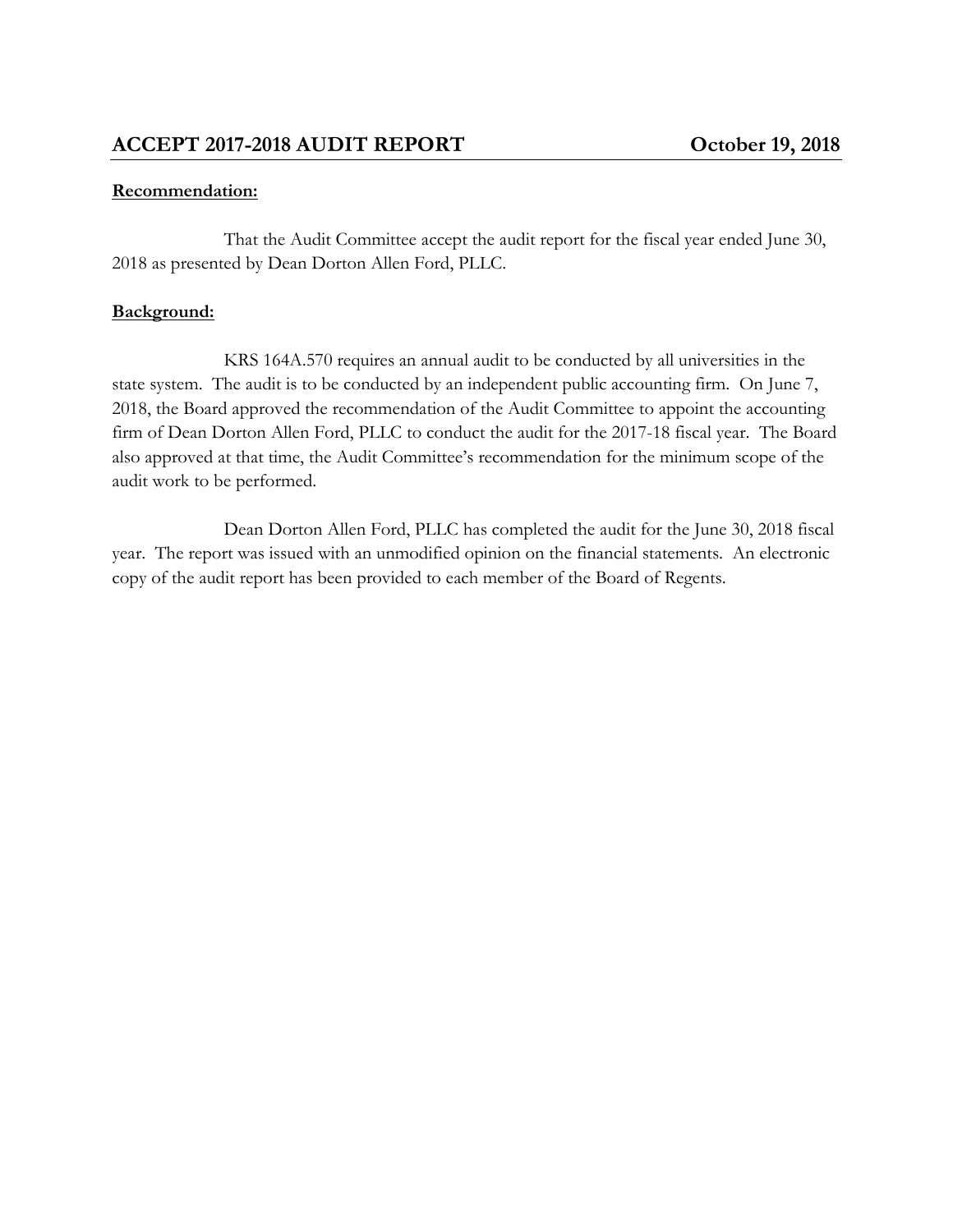## ACCEPT 2017-2018 AUDIT REPORT — October 19, 2018

**Recommendation:**

That the Audit Committee accept the audit report for the fiscal year ended June 30, 2018 as presented by Dean Dorton Allen Ford, PLLC.

**Background:**

KRS 164A.570 requires an annual audit to be conducted by all universities in the state system. The audit is to be conducted by an independent public accounting firm. On June 7, 2018, the Board approved the recommendation of the Audit Committee to appoint the accounting firm of Dean Dorton Allen Ford, PLLC to conduct the audit for the 2017-18 fiscal year. The Board also approved at that time, the Audit Committee's recommendation for the minimum scope of the audit work to be performed.

Dean Dorton Allen Ford, PLLC has completed the audit for the June 30, 2018 fiscal year. The report was issued with an unmodified opinion on the financial statements. An electronic copy of the audit report has been provided to each member of the Board of Regents.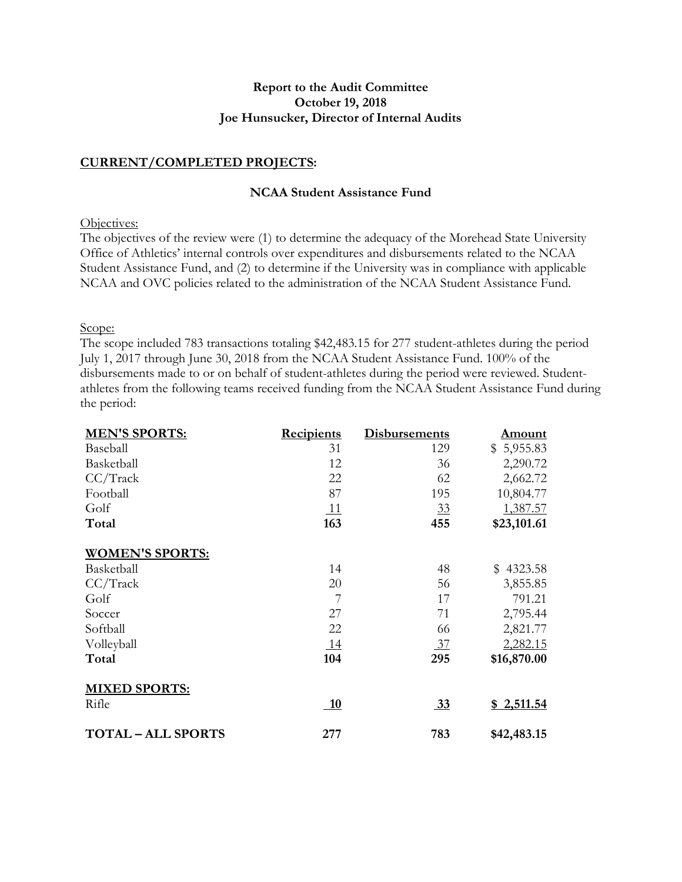**Report to the Audit Committee**
**October 19, 2018**
**Joe Hunsucker, Director of Internal Audits**

## CURRENT/COMPLETED PROJECTS:

### NCAA Student Assistance Fund

Objectives:

The objectives of the review were (1) to determine the adequacy of the Morehead State University Office of Athletics' internal controls over expenditures and disbursements related to the NCAA Student Assistance Fund, and (2) to determine if the University was in compliance with applicable NCAA and OVC policies related to the administration of the NCAA Student Assistance Fund.

Scope:

The scope included 783 transactions totaling $42,483.15 for 277 student-athletes during the period July 1, 2017 through June 30, 2018 from the NCAA Student Assistance Fund. 100% of the disbursements made to or on behalf of student-athletes during the period were reviewed. Student-athletes from the following teams received funding from the NCAA Student Assistance Fund during the period:

| **MEN'S SPORTS:** | **Recipients** | **Disbursements** | **Amount** |
|---|---|---|---|
| Baseball | 31 | 129 | $ 5,955.83 |
| Basketball | 12 | 36 | 2,290.72 |
| CC/Track | 22 | 62 | 2,662.72 |
| Football | 87 | 195 | 10,804.77 |
| Golf | 11 | 33 | 1,387.57 |
| **Total** | **163** | **455** | **$23,101.61** |
| | | | |
| **WOMEN'S SPORTS:** | | | |
| Basketball | 14 | 48 | $ 4323.58 |
| CC/Track | 20 | 56 | 3,855.85 |
| Golf | 7 | 17 | 791.21 |
| Soccer | 27 | 71 | 2,795.44 |
| Softball | 22 | 66 | 2,821.77 |
| Volleyball | 14 | 37 | 2,282.15 |
| **Total** | **104** | **295** | **$16,870.00** |
| | | | |
| **MIXED SPORTS:** | | | |
| Rifle | **10** | **33** | **$ 2,511.54** |
| | | | |
| **TOTAL – ALL SPORTS** | **277** | **783** | **$42,483.15** |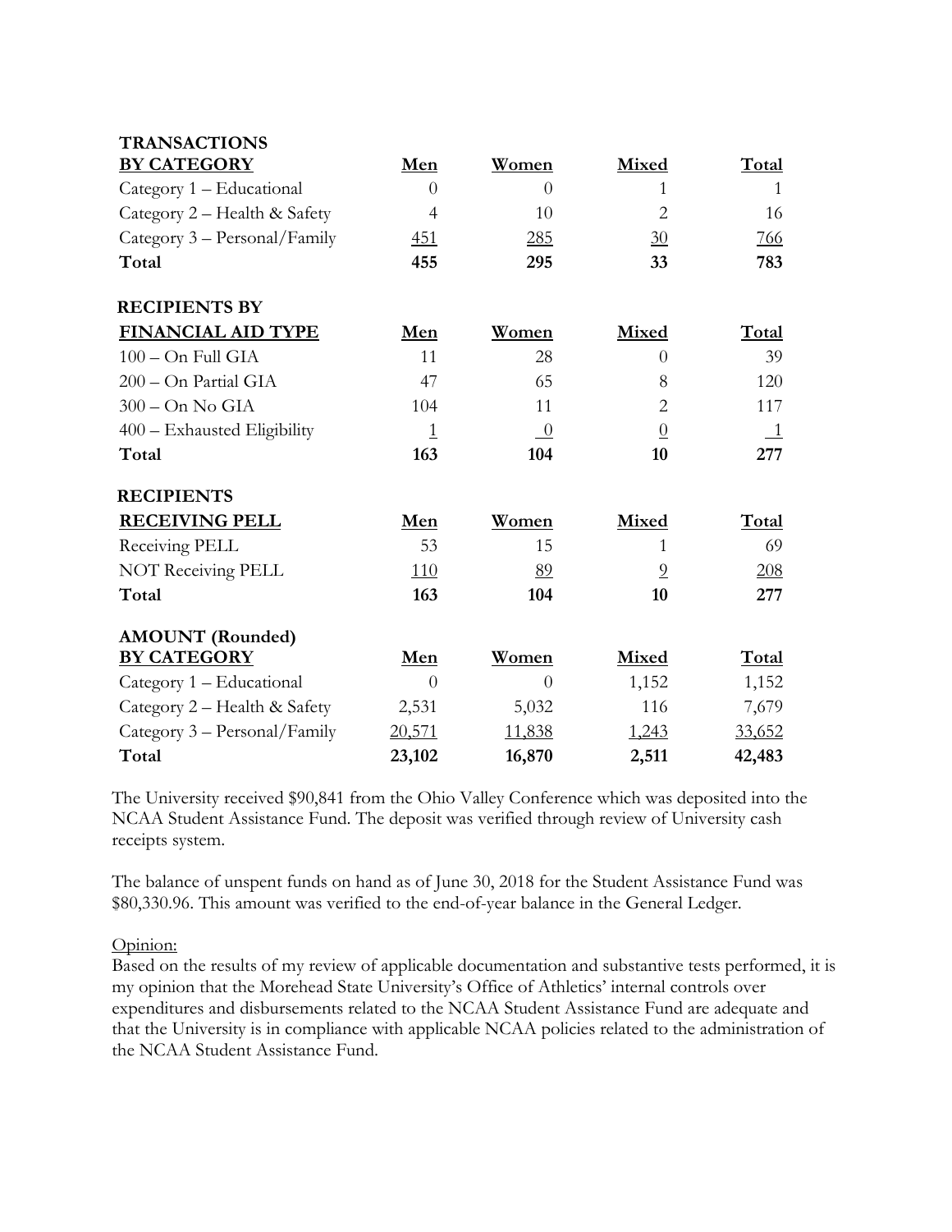| TRANSACTIONS BY CATEGORY | Men | Women | Mixed | Total |
| --- | --- | --- | --- | --- |
| Category 1 – Educational | 0 | 0 | 1 | 1 |
| Category 2 – Health & Safety | 4 | 10 | 2 | 16 |
| Category 3 – Personal/Family | 451 | 285 | 30 | 766 |
| **Total** | **455** | **295** | **33** | **783** |

| RECIPIENTS BY FINANCIAL AID TYPE | Men | Women | Mixed | Total |
| --- | --- | --- | --- | --- |
| 100 – On Full GIA | 11 | 28 | 0 | 39 |
| 200 – On Partial GIA | 47 | 65 | 8 | 120 |
| 300 – On No GIA | 104 | 11 | 2 | 117 |
| 400 – Exhausted Eligibility | 1 | 0 | 0 | 1 |
| **Total** | **163** | **104** | **10** | **277** |

| RECIPIENTS RECEIVING PELL | Men | Women | Mixed | Total |
| --- | --- | --- | --- | --- |
| Receiving PELL | 53 | 15 | 1 | 69 |
| NOT Receiving PELL | 110 | 89 | 9 | 208 |
| **Total** | **163** | **104** | **10** | **277** |

| AMOUNT (Rounded) BY CATEGORY | Men | Women | Mixed | Total |
| --- | --- | --- | --- | --- |
| Category 1 – Educational | 0 | 0 | 1,152 | 1,152 |
| Category 2 – Health & Safety | 2,531 | 5,032 | 116 | 7,679 |
| Category 3 – Personal/Family | 20,571 | 11,838 | 1,243 | 33,652 |
| **Total** | **23,102** | **16,870** | **2,511** | **42,483** |

The University received $90,841 from the Ohio Valley Conference which was deposited into the NCAA Student Assistance Fund. The deposit was verified through review of University cash receipts system.

The balance of unspent funds on hand as of June 30, 2018 for the Student Assistance Fund was $80,330.96. This amount was verified to the end-of-year balance in the General Ledger.

Opinion:

Based on the results of my review of applicable documentation and substantive tests performed, it is my opinion that the Morehead State University's Office of Athletics' internal controls over expenditures and disbursements related to the NCAA Student Assistance Fund are adequate and that the University is in compliance with applicable NCAA policies related to the administration of the NCAA Student Assistance Fund.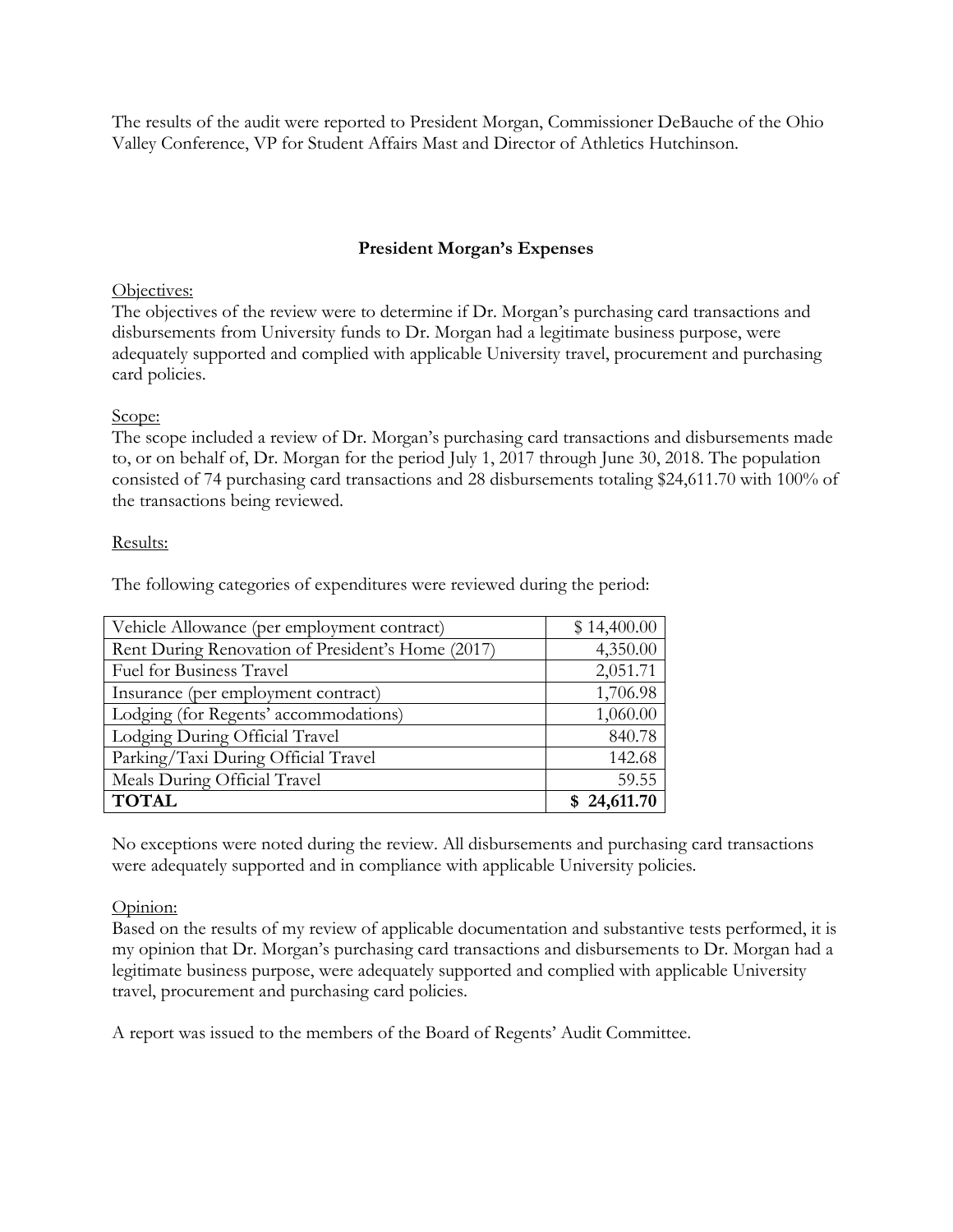The results of the audit were reported to President Morgan, Commissioner DeBauche of the Ohio Valley Conference, VP for Student Affairs Mast and Director of Athletics Hutchinson.

### President Morgan's Expenses

Objectives:

The objectives of the review were to determine if Dr. Morgan's purchasing card transactions and disbursements from University funds to Dr. Morgan had a legitimate business purpose, were adequately supported and complied with applicable University travel, procurement and purchasing card policies.

Scope:

The scope included a review of Dr. Morgan's purchasing card transactions and disbursements made to, or on behalf of, Dr. Morgan for the period July 1, 2017 through June 30, 2018. The population consisted of 74 purchasing card transactions and 28 disbursements totaling $24,611.70 with 100% of the transactions being reviewed.

Results:

The following categories of expenditures were reviewed during the period:

| Category | Amount |
| --- | ---: |
| Vehicle Allowance (per employment contract) | $ 14,400.00 |
| Rent During Renovation of President's Home (2017) | 4,350.00 |
| Fuel for Business Travel | 2,051.71 |
| Insurance (per employment contract) | 1,706.98 |
| Lodging (for Regents' accommodations) | 1,060.00 |
| Lodging During Official Travel | 840.78 |
| Parking/Taxi During Official Travel | 142.68 |
| Meals During Official Travel | 59.55 |
| **TOTAL** | **$ 24,611.70** |

No exceptions were noted during the review. All disbursements and purchasing card transactions were adequately supported and in compliance with applicable University policies.

Opinion:

Based on the results of my review of applicable documentation and substantive tests performed, it is my opinion that Dr. Morgan's purchasing card transactions and disbursements to Dr. Morgan had a legitimate business purpose, were adequately supported and complied with applicable University travel, procurement and purchasing card policies.

A report was issued to the members of the Board of Regents' Audit Committee.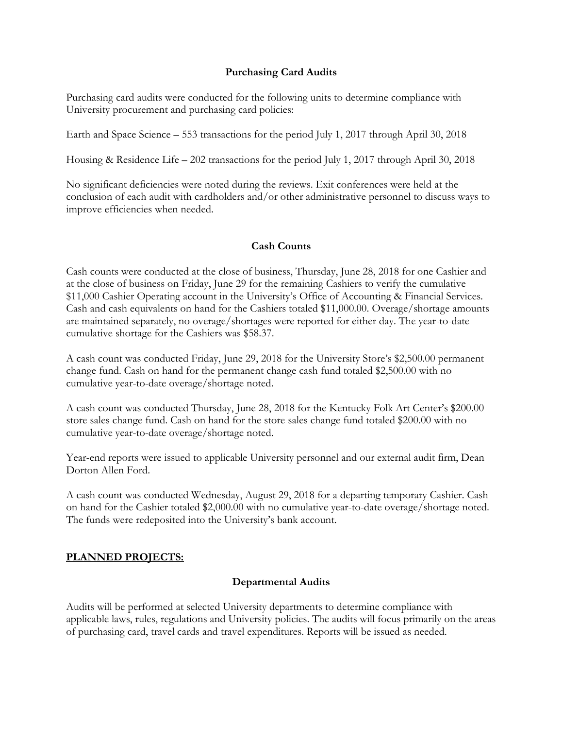### Purchasing Card Audits

Purchasing card audits were conducted for the following units to determine compliance with University procurement and purchasing card policies:

Earth and Space Science – 553 transactions for the period July 1, 2017 through April 30, 2018

Housing & Residence Life – 202 transactions for the period July 1, 2017 through April 30, 2018

No significant deficiencies were noted during the reviews. Exit conferences were held at the conclusion of each audit with cardholders and/or other administrative personnel to discuss ways to improve efficiencies when needed.

### Cash Counts

Cash counts were conducted at the close of business, Thursday, June 28, 2018 for one Cashier and at the close of business on Friday, June 29 for the remaining Cashiers to verify the cumulative $11,000 Cashier Operating account in the University's Office of Accounting & Financial Services. Cash and cash equivalents on hand for the Cashiers totaled $11,000.00. Overage/shortage amounts are maintained separately, no overage/shortages were reported for either day. The year-to-date cumulative shortage for the Cashiers was $58.37.

A cash count was conducted Friday, June 29, 2018 for the University Store's $2,500.00 permanent change fund. Cash on hand for the permanent change cash fund totaled $2,500.00 with no cumulative year-to-date overage/shortage noted.

A cash count was conducted Thursday, June 28, 2018 for the Kentucky Folk Art Center's $200.00 store sales change fund. Cash on hand for the store sales change fund totaled $200.00 with no cumulative year-to-date overage/shortage noted.

Year-end reports were issued to applicable University personnel and our external audit firm, Dean Dorton Allen Ford.

A cash count was conducted Wednesday, August 29, 2018 for a departing temporary Cashier. Cash on hand for the Cashier totaled $2,000.00 with no cumulative year-to-date overage/shortage noted. The funds were redeposited into the University's bank account.

## PLANNED PROJECTS:

### Departmental Audits

Audits will be performed at selected University departments to determine compliance with applicable laws, rules, regulations and University policies. The audits will focus primarily on the areas of purchasing card, travel cards and travel expenditures. Reports will be issued as needed.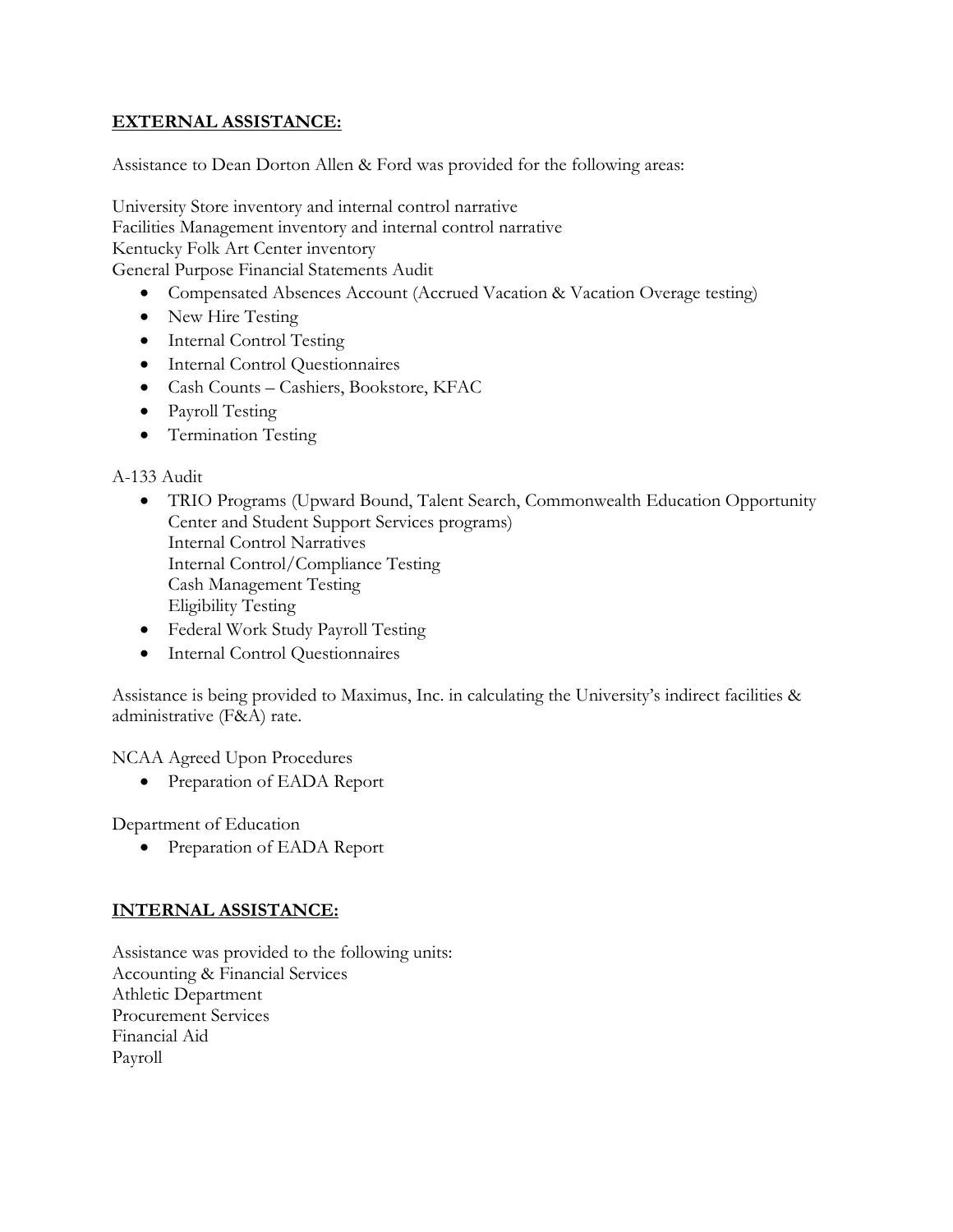## **EXTERNAL ASSISTANCE:**

Assistance to Dean Dorton Allen & Ford was provided for the following areas:

University Store inventory and internal control narrative
Facilities Management inventory and internal control narrative
Kentucky Folk Art Center inventory
General Purpose Financial Statements Audit

- Compensated Absences Account (Accrued Vacation & Vacation Overage testing)
- New Hire Testing
- Internal Control Testing
- Internal Control Questionnaires
- Cash Counts – Cashiers, Bookstore, KFAC
- Payroll Testing
- Termination Testing

A-133 Audit

- TRIO Programs (Upward Bound, Talent Search, Commonwealth Education Opportunity Center and Student Support Services programs)
  Internal Control Narratives
  Internal Control/Compliance Testing
  Cash Management Testing
  Eligibility Testing
- Federal Work Study Payroll Testing
- Internal Control Questionnaires

Assistance is being provided to Maximus, Inc. in calculating the University's indirect facilities & administrative (F&A) rate.

NCAA Agreed Upon Procedures

- Preparation of EADA Report

Department of Education

- Preparation of EADA Report

## **INTERNAL ASSISTANCE:**

Assistance was provided to the following units:
Accounting & Financial Services
Athletic Department
Procurement Services
Financial Aid
Payroll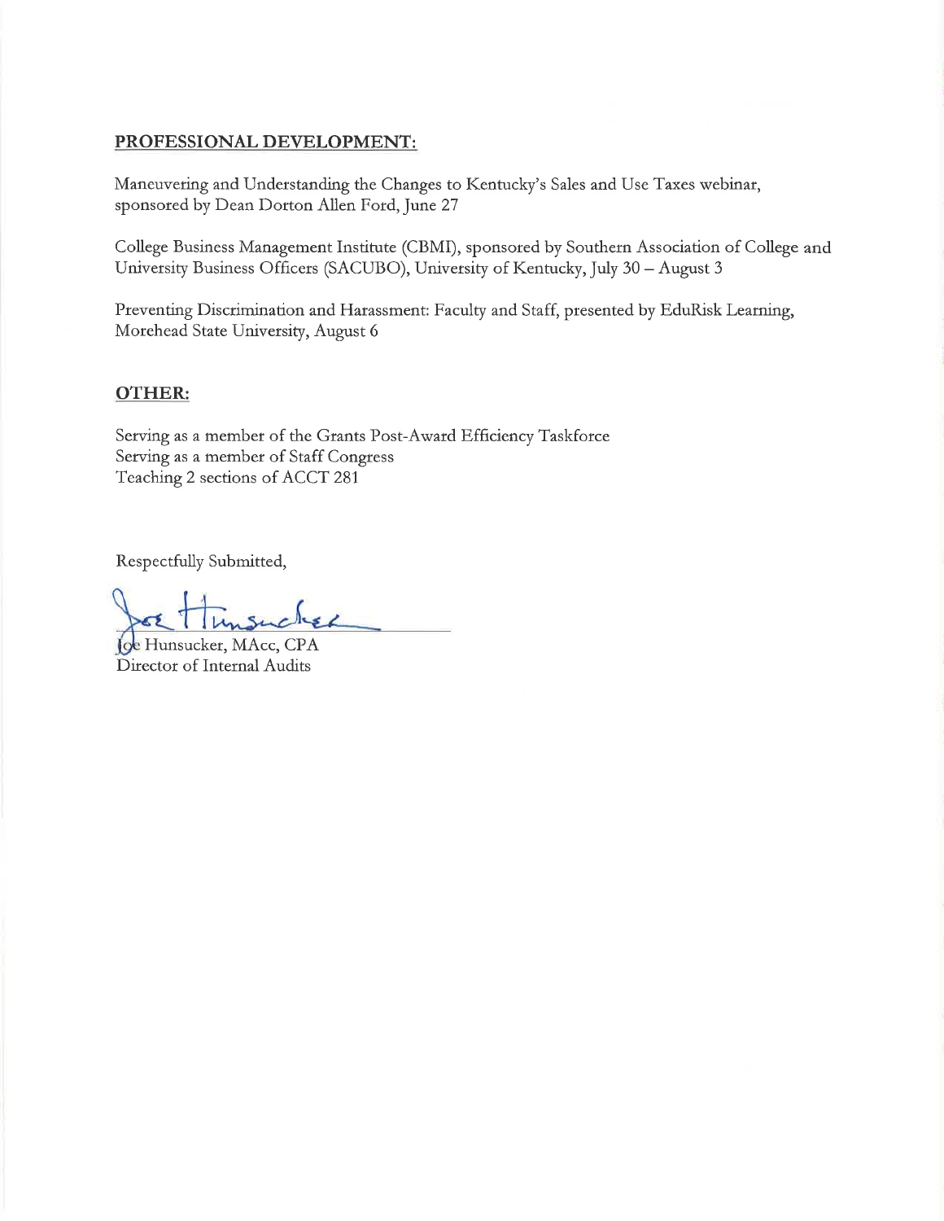**PROFESSIONAL DEVELOPMENT:**

Maneuvering and Understanding the Changes to Kentucky's Sales and Use Taxes webinar, sponsored by Dean Dorton Allen Ford, June 27

College Business Management Institute (CBMI), sponsored by Southern Association of College and University Business Officers (SACUBO), University of Kentucky, July 30 – August 3

Preventing Discrimination and Harassment: Faculty and Staff, presented by EduRisk Learning, Morehead State University, August 6

**OTHER:**

Serving as a member of the Grants Post-Award Efficiency Taskforce
Serving as a member of Staff Congress
Teaching 2 sections of ACCT 281

Respectfully Submitted,

Joe Hunsucker, MAcc, CPA
Director of Internal Audits